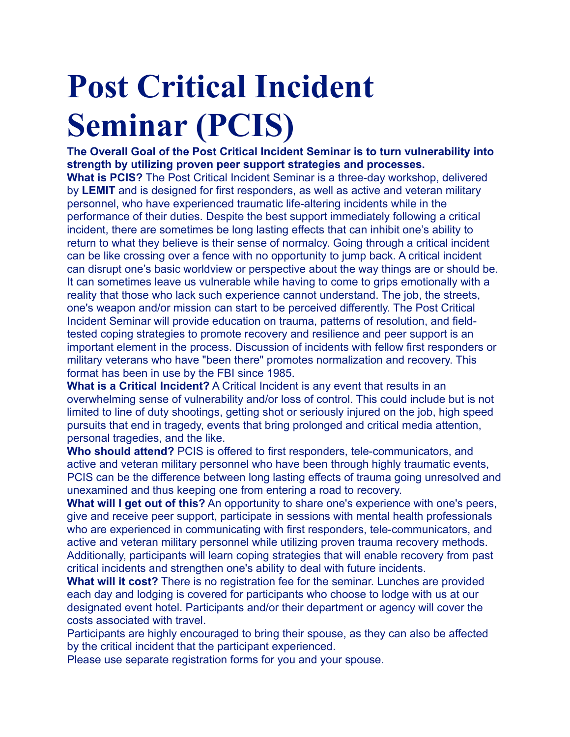# Post Critical Incident Seminar (PCIS)

**The Overall Goal of the Post Critical Incident Seminar is to turn vulnerability into strength by utilizing proven peer support strategies and processes.**

**What is PCIS?** The Post Critical Incident Seminar is a three-day workshop, delivered by **LEMIT** and is designed for first responders, as well as active and veteran military personnel, who have experienced traumatic life-altering incidents while in the performance of their duties. Despite the best support immediately following a critical incident, there are sometimes be long lasting effects that can inhibit one's ability to return to what they believe is their sense of normalcy. Going through a critical incident can be like crossing over a fence with no opportunity to jump back. A critical incident can disrupt one's basic worldview or perspective about the way things are or should be. It can sometimes leave us vulnerable while having to come to grips emotionally with a reality that those who lack such experience cannot understand. The job, the streets, one's weapon and/or mission can start to be perceived differently. The Post Critical Incident Seminar will provide education on trauma, patterns of resolution, and field-tested coping strategies to promote recovery and resilience and peer support is an important element in the process. Discussion of incidents with fellow first responders or military veterans who have "been there" promotes normalization and recovery. This format has been in use by the FBI since 1985.

**What is a Critical Incident?** A Critical Incident is any event that results in an overwhelming sense of vulnerability and/or loss of control. This could include but is not limited to line of duty shootings, getting shot or seriously injured on the job, high speed pursuits that end in tragedy, events that bring prolonged and critical media attention, personal tragedies, and the like.

**Who should attend?** PCIS is offered to first responders, tele-communicators, and active and veteran military personnel who have been through highly traumatic events, PCIS can be the difference between long lasting effects of trauma going unresolved and unexamined and thus keeping one from entering a road to recovery.

**What will I get out of this?** An opportunity to share one's experience with one's peers, give and receive peer support, participate in sessions with mental health professionals who are experienced in communicating with first responders, tele-communicators, and active and veteran military personnel while utilizing proven trauma recovery methods. Additionally, participants will learn coping strategies that will enable recovery from past critical incidents and strengthen one's ability to deal with future incidents.

**What will it cost?** There is no registration fee for the seminar. Lunches are provided each day and lodging is covered for participants who choose to lodge with us at our designated event hotel. Participants and/or their department or agency will cover the costs associated with travel.

Participants are highly encouraged to bring their spouse, as they can also be affected by the critical incident that the participant experienced.

Please use separate registration forms for you and your spouse.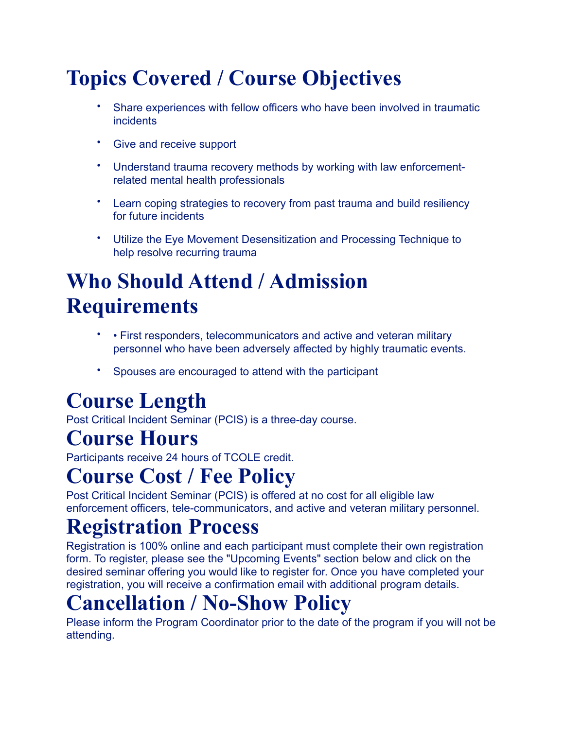# Topics Covered / Course Objectives

- Share experiences with fellow officers who have been involved in traumatic incidents
- Give and receive support
- Understand trauma recovery methods by working with law enforcement-related mental health professionals
- Learn coping strategies to recovery from past trauma and build resiliency for future incidents
- Utilize the Eye Movement Desensitization and Processing Technique to help resolve recurring trauma

# Who Should Attend / Admission Requirements

- • First responders, telecommunicators and active and veteran military personnel who have been adversely affected by highly traumatic events.
- Spouses are encouraged to attend with the participant

# Course Length

Post Critical Incident Seminar (PCIS) is a three-day course.

# Course Hours

Participants receive 24 hours of TCOLE credit.

# Course Cost / Fee Policy

Post Critical Incident Seminar (PCIS) is offered at no cost for all eligible law enforcement officers, tele-communicators, and active and veteran military personnel.

# Registration Process

Registration is 100% online and each participant must complete their own registration form. To register, please see the "Upcoming Events" section below and click on the desired seminar offering you would like to register for. Once you have completed your registration, you will receive a confirmation email with additional program details.

# Cancellation / No-Show Policy

Please inform the Program Coordinator prior to the date of the program if you will not be attending.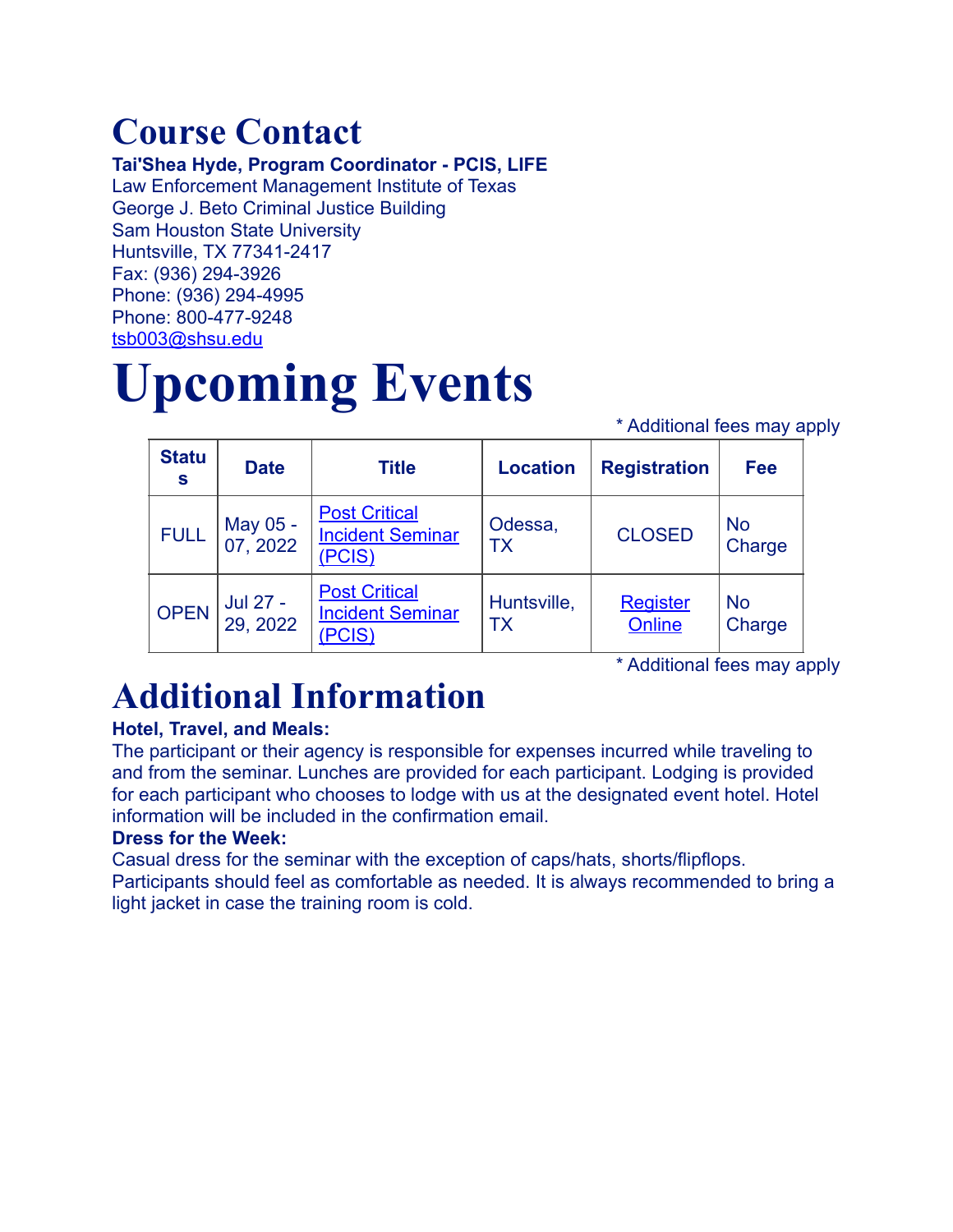# Course Contact

**Tai'Shea Hyde, Program Coordinator - PCIS, LIFE**
Law Enforcement Management Institute of Texas
George J. Beto Criminal Justice Building
Sam Houston State University
Huntsville, TX 77341-2417
Fax: (936) 294-3926
Phone: (936) 294-4995
Phone: 800-477-9248
tsb003@shsu.edu

# Upcoming Events

* Additional fees may apply

| Status | Date | Title | Location | Registration | Fee |
|---|---|---|---|---|---|
| FULL | May 05 - 07, 2022 | Post Critical Incident Seminar (PCIS) | Odessa, TX | CLOSED | No Charge |
| OPEN | Jul 27 - 29, 2022 | Post Critical Incident Seminar (PCIS) | Huntsville, TX | Register Online | No Charge |

* Additional fees may apply

# Additional Information

**Hotel, Travel, and Meals:**
The participant or their agency is responsible for expenses incurred while traveling to and from the seminar. Lunches are provided for each participant. Lodging is provided for each participant who chooses to lodge with us at the designated event hotel. Hotel information will be included in the confirmation email.

**Dress for the Week:**
Casual dress for the seminar with the exception of caps/hats, shorts/flipflops. Participants should feel as comfortable as needed. It is always recommended to bring a light jacket in case the training room is cold.